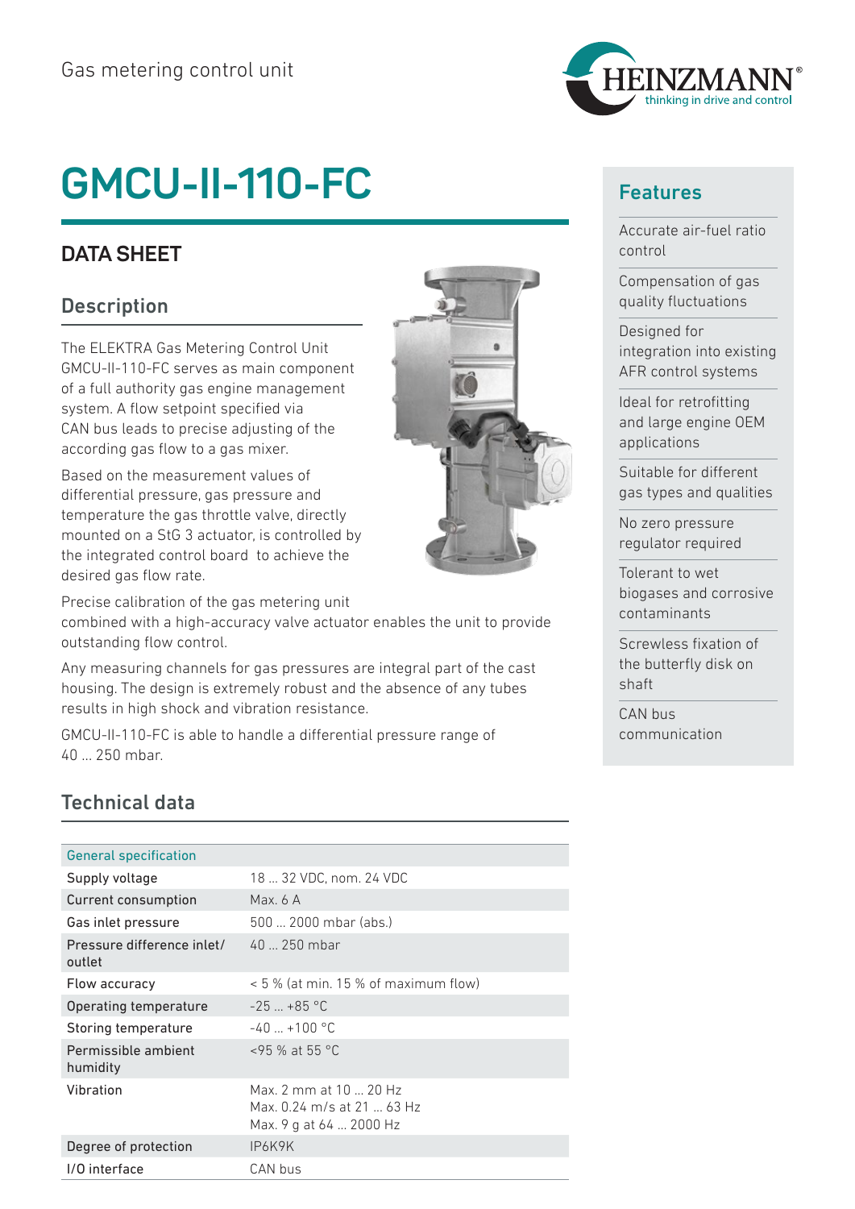Gas metering control unit

# GMCU-II-110-FC

## DATA SHEET

### Description

The ELEKTRA Gas Metering Control Unit GMCU-II-110-FC serves as main component of a full authority gas engine management system. A flow setpoint specified via CAN bus leads to precise adjusting of the according gas flow to a gas mixer.

Based on the measurement values of differential pressure, gas pressure and temperature the gas throttle valve, directly mounted on a StG 3 actuator, is controlled by the integrated control board to achieve the desired gas flow rate.

Precise calibration of the gas metering unit combined with a high-accuracy valve actuator enables the unit to provide outstanding flow control.

Any measuring channels for gas pressures are integral part of the cast housing. The design is extremely robust and the absence of any tubes results in high shock and vibration resistance.

GMCU-II-110-FC is able to handle a differential pressure range of 40 ... 250 mbar.

### Features

- Accurate air-fuel ratio control
- Compensation of gas quality fluctuations
- Designed for integration into existing AFR control systems
- Ideal for retrofitting and large engine OEM applications
- Suitable for different gas types and qualities
- No zero pressure regulator required
- Tolerant to wet biogases and corrosive contaminants
- Screwless fixation of the butterfly disk on shaft
- CAN bus communication

### Technical data

| General specification | |
|---|---|
| Supply voltage | 18 ... 32 VDC, nom. 24 VDC |
| Current consumption | Max. 6 A |
| Gas inlet pressure | 500 ... 2000 mbar (abs.) |
| Pressure difference inlet/ outlet | 40 ... 250 mbar |
| Flow accuracy | < 5 % (at min. 15 % of maximum flow) |
| Operating temperature | -25 ... +85 °C |
| Storing temperature | -40 ... +100 °C |
| Permissible ambient humidity | <95 % at 55 °C |
| Vibration | Max. 2 mm at 10 ... 20 Hz<br>Max. 0.24 m/s at 21 ... 63 Hz<br>Max. 9 g at 64 ... 2000 Hz |
| Degree of protection | IP6K9K |
| I/O interface | CAN bus |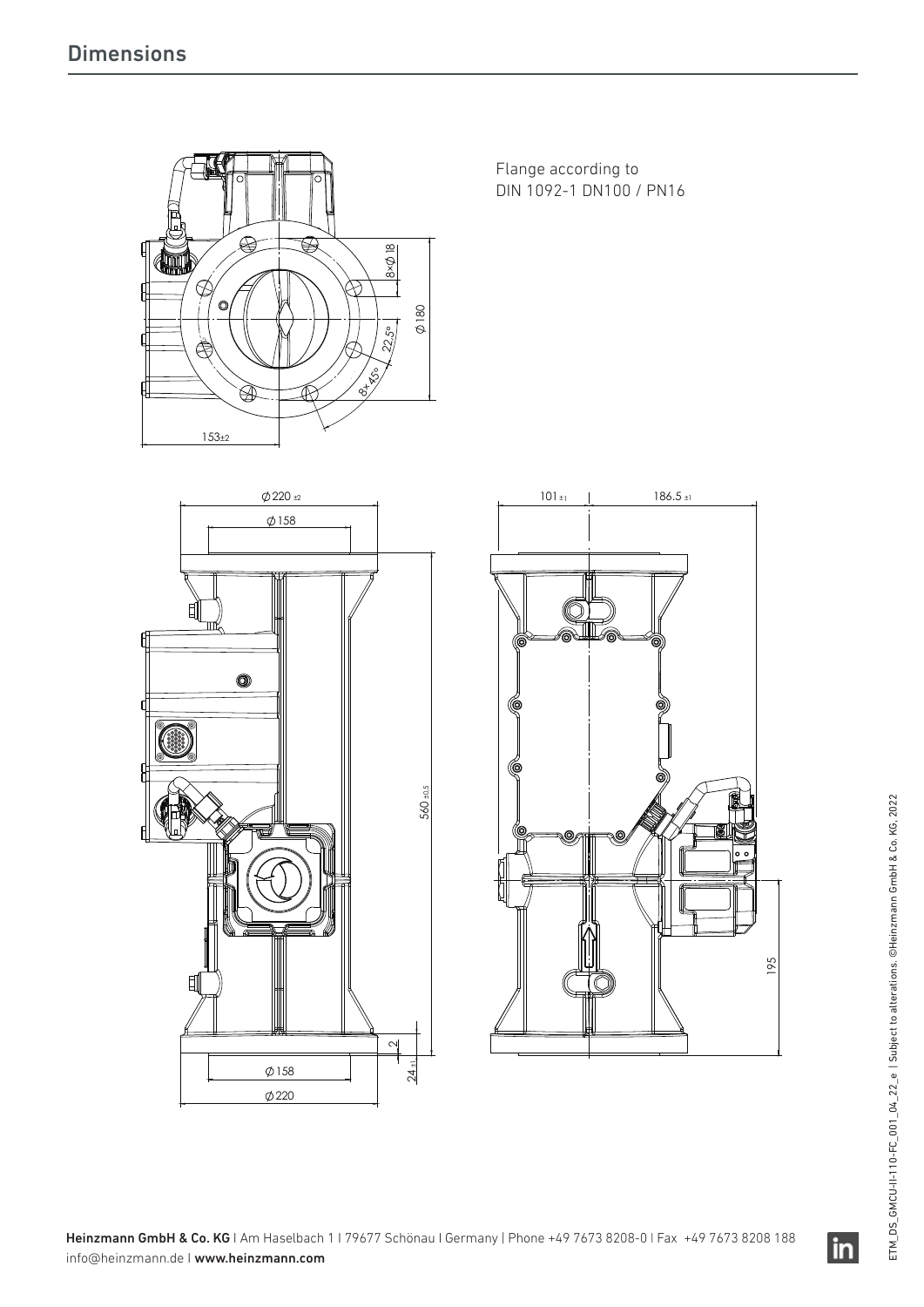## Dimensions

Flange according to
DIN 1092-1 DN100 / PN16

8×Ø18

Ø180

22.5°

8×45°

153±2

Ø220 ±2

Ø158

560 ±0.5

2

24 ±1

Ø158

Ø220

101 ±1

186.5 ±1

195

**Heinzmann GmbH & Co. KG** | Am Haselbach 1 | 79677 Schönau | Germany | Phone +49 7673 8208-0 | Fax +49 7673 8208 188
info@heinzmann.de | **www.heinzmann.com**

ETM_DS_GMCU-II-110-FC_001_04_22_e | Subject to alterations. ©Heinzmann GmbH & Co. KG, 2022